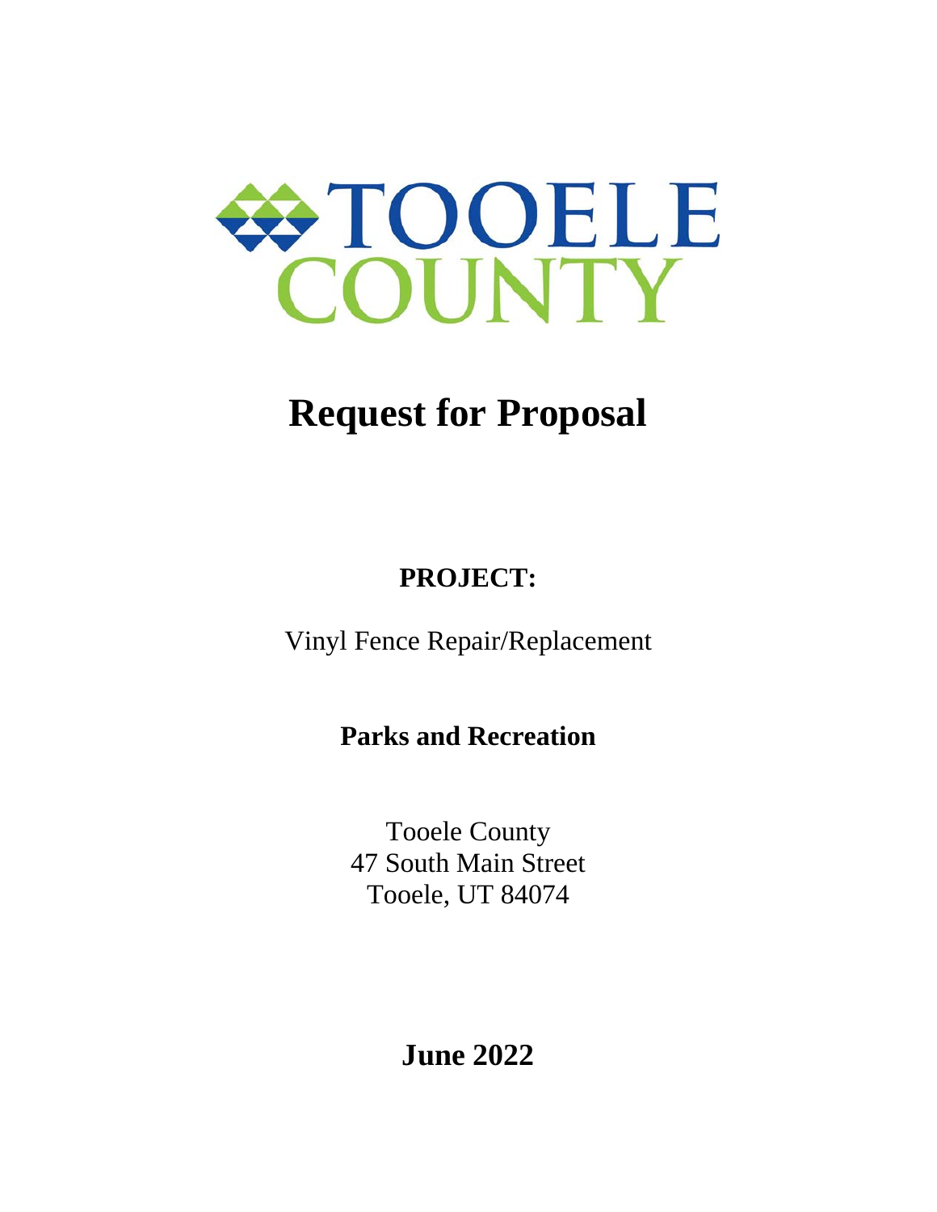TOOELE COUNTY

# Request for Proposal

## PROJECT:

Vinyl Fence Repair/Replacement

**Parks and Recreation**

Tooele County
47 South Main Street
Tooele, UT 84074

**June 2022**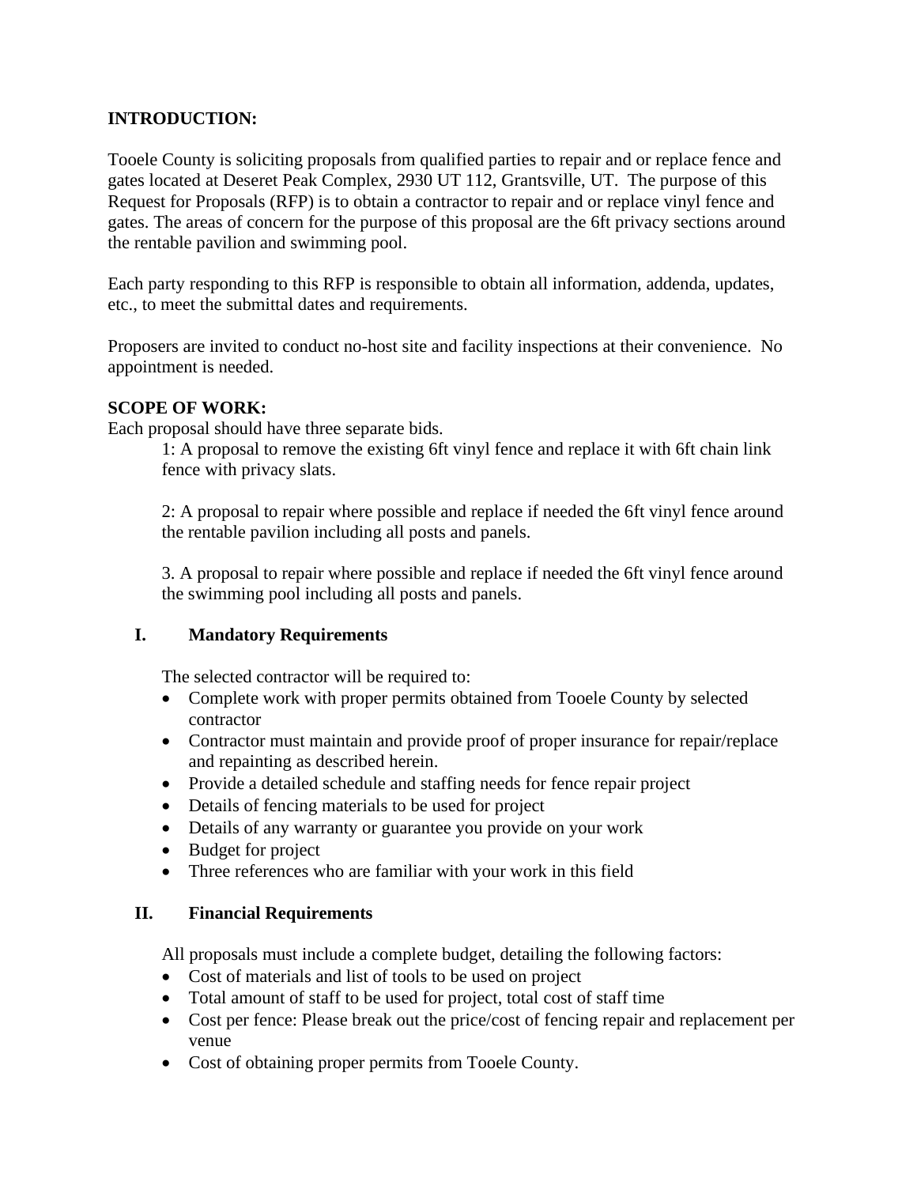**INTRODUCTION:**

Tooele County is soliciting proposals from qualified parties to repair and or replace fence and gates located at Deseret Peak Complex, 2930 UT 112, Grantsville, UT. The purpose of this Request for Proposals (RFP) is to obtain a contractor to repair and or replace vinyl fence and gates. The areas of concern for the purpose of this proposal are the 6ft privacy sections around the rentable pavilion and swimming pool.

Each party responding to this RFP is responsible to obtain all information, addenda, updates, etc., to meet the submittal dates and requirements.

Proposers are invited to conduct no-host site and facility inspections at their convenience. No appointment is needed.

**SCOPE OF WORK:**

Each proposal should have three separate bids.

1: A proposal to remove the existing 6ft vinyl fence and replace it with 6ft chain link fence with privacy slats.

2: A proposal to repair where possible and replace if needed the 6ft vinyl fence around the rentable pavilion including all posts and panels.

3. A proposal to repair where possible and replace if needed the 6ft vinyl fence around the swimming pool including all posts and panels.

**I. Mandatory Requirements**

The selected contractor will be required to:

- Complete work with proper permits obtained from Tooele County by selected contractor
- Contractor must maintain and provide proof of proper insurance for repair/replace and repainting as described herein.
- Provide a detailed schedule and staffing needs for fence repair project
- Details of fencing materials to be used for project
- Details of any warranty or guarantee you provide on your work
- Budget for project
- Three references who are familiar with your work in this field

**II. Financial Requirements**

All proposals must include a complete budget, detailing the following factors:

- Cost of materials and list of tools to be used on project
- Total amount of staff to be used for project, total cost of staff time
- Cost per fence: Please break out the price/cost of fencing repair and replacement per venue
- Cost of obtaining proper permits from Tooele County.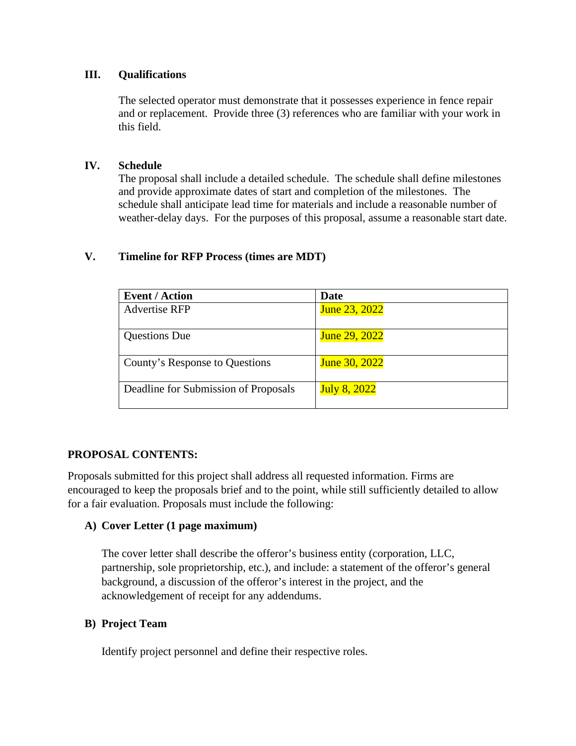### III. Qualifications

The selected operator must demonstrate that it possesses experience in fence repair and or replacement. Provide three (3) references who are familiar with your work in this field.

### IV. Schedule

The proposal shall include a detailed schedule. The schedule shall define milestones and provide approximate dates of start and completion of the milestones. The schedule shall anticipate lead time for materials and include a reasonable number of weather-delay days. For the purposes of this proposal, assume a reasonable start date.

### V. Timeline for RFP Process (times are MDT)

| Event / Action | Date |
|---|---|
| Advertise RFP | June 23, 2022 |
| Questions Due | June 29, 2022 |
| County's Response to Questions | June 30, 2022 |
| Deadline for Submission of Proposals | July 8, 2022 |

## PROPOSAL CONTENTS:

Proposals submitted for this project shall address all requested information. Firms are encouraged to keep the proposals brief and to the point, while still sufficiently detailed to allow for a fair evaluation. Proposals must include the following:

### A) Cover Letter (1 page maximum)

The cover letter shall describe the offeror's business entity (corporation, LLC, partnership, sole proprietorship, etc.), and include: a statement of the offeror's general background, a discussion of the offeror's interest in the project, and the acknowledgement of receipt for any addendums.

### B) Project Team

Identify project personnel and define their respective roles.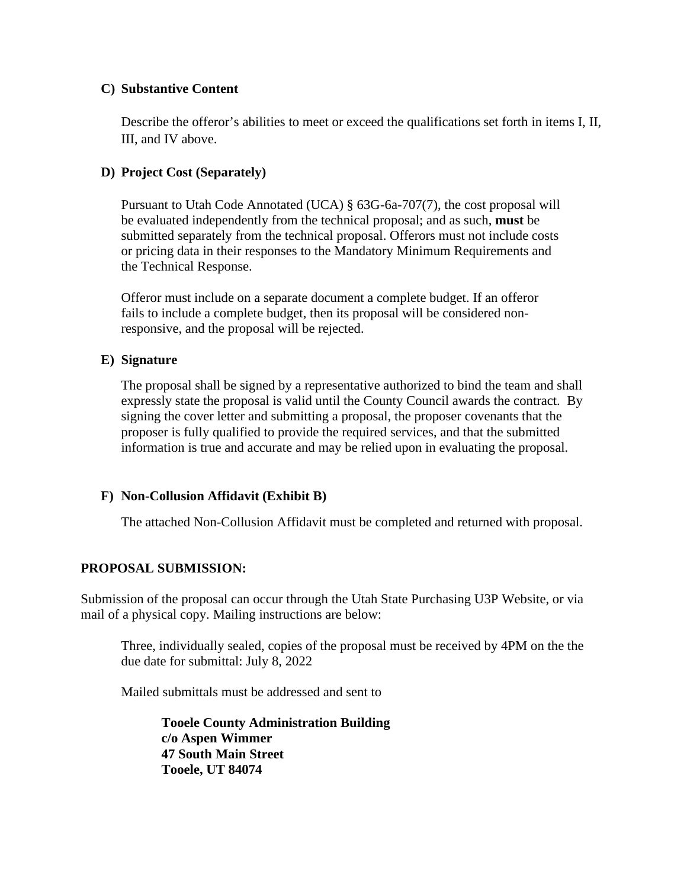### C) Substantive Content

Describe the offeror's abilities to meet or exceed the qualifications set forth in items I, II, III, and IV above.

### D) Project Cost (Separately)

Pursuant to Utah Code Annotated (UCA) § 63G-6a-707(7), the cost proposal will be evaluated independently from the technical proposal; and as such, **must** be submitted separately from the technical proposal. Offerors must not include costs or pricing data in their responses to the Mandatory Minimum Requirements and the Technical Response.

Offeror must include on a separate document a complete budget. If an offeror fails to include a complete budget, then its proposal will be considered non-responsive, and the proposal will be rejected.

### E) Signature

The proposal shall be signed by a representative authorized to bind the team and shall expressly state the proposal is valid until the County Council awards the contract. By signing the cover letter and submitting a proposal, the proposer covenants that the proposer is fully qualified to provide the required services, and that the submitted information is true and accurate and may be relied upon in evaluating the proposal.

### F) Non-Collusion Affidavit (Exhibit B)

The attached Non-Collusion Affidavit must be completed and returned with proposal.

## PROPOSAL SUBMISSION:

Submission of the proposal can occur through the Utah State Purchasing U3P Website, or via mail of a physical copy. Mailing instructions are below:

Three, individually sealed, copies of the proposal must be received by 4PM on the the due date for submittal: July 8, 2022

Mailed submittals must be addressed and sent to

**Tooele County Administration Building**
**c/o Aspen Wimmer**
**47 South Main Street**
**Tooele, UT 84074**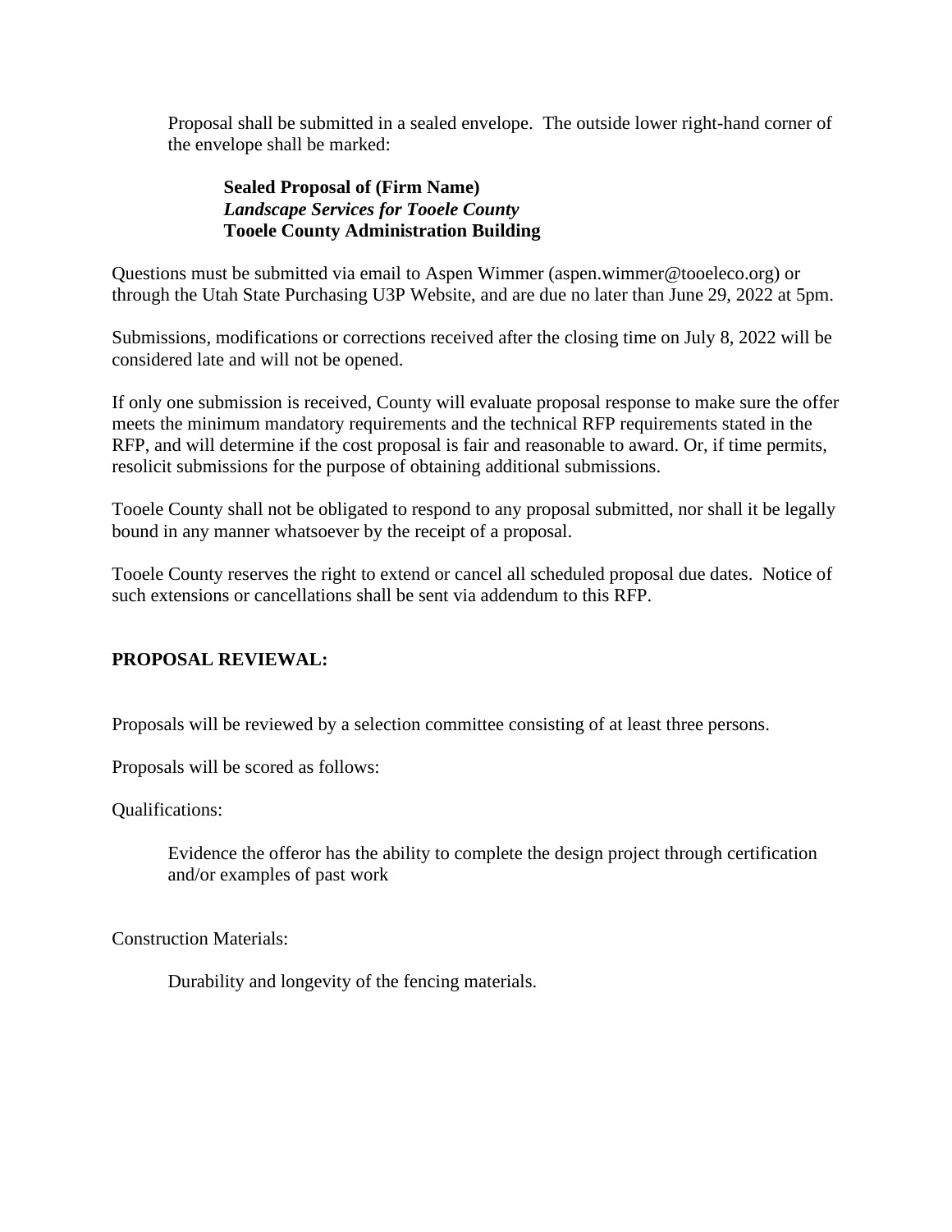Proposal shall be submitted in a sealed envelope. The outside lower right-hand corner of the envelope shall be marked:

> **Sealed Proposal of (Firm Name)**
> ***Landscape Services for Tooele County***
> **Tooele County Administration Building**

Questions must be submitted via email to Aspen Wimmer (aspen.wimmer@tooeleco.org) or through the Utah State Purchasing U3P Website, and are due no later than June 29, 2022 at 5pm.

Submissions, modifications or corrections received after the closing time on July 8, 2022 will be considered late and will not be opened.

If only one submission is received, County will evaluate proposal response to make sure the offer meets the minimum mandatory requirements and the technical RFP requirements stated in the RFP, and will determine if the cost proposal is fair and reasonable to award. Or, if time permits, resolicit submissions for the purpose of obtaining additional submissions.

Tooele County shall not be obligated to respond to any proposal submitted, nor shall it be legally bound in any manner whatsoever by the receipt of a proposal.

Tooele County reserves the right to extend or cancel all scheduled proposal due dates. Notice of such extensions or cancellations shall be sent via addendum to this RFP.

**PROPOSAL REVIEWAL:**

Proposals will be reviewed by a selection committee consisting of at least three persons.

Proposals will be scored as follows:

Qualifications:

> Evidence the offeror has the ability to complete the design project through certification and/or examples of past work

Construction Materials:

> Durability and longevity of the fencing materials.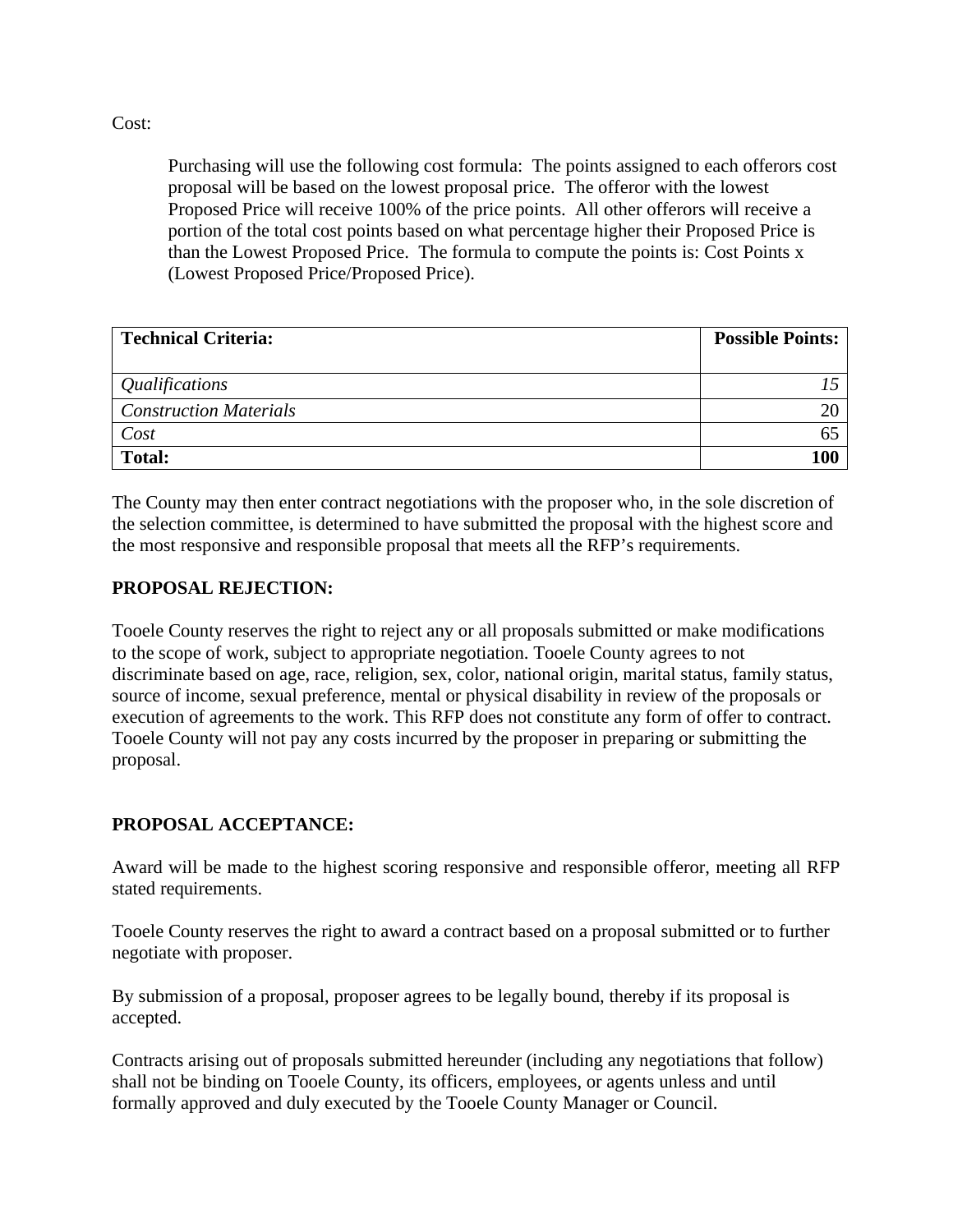Cost:

Purchasing will use the following cost formula: The points assigned to each offerors cost proposal will be based on the lowest proposal price. The offeror with the lowest Proposed Price will receive 100% of the price points. All other offerors will receive a portion of the total cost points based on what percentage higher their Proposed Price is than the Lowest Proposed Price. The formula to compute the points is: Cost Points x (Lowest Proposed Price/Proposed Price).

| **Technical Criteria:** | **Possible Points:** |
|---|---:|
| *Qualifications* | *15* |
| *Construction Materials* | 20 |
| *Cost* | 65 |
| **Total:** | **100** |

The County may then enter contract negotiations with the proposer who, in the sole discretion of the selection committee, is determined to have submitted the proposal with the highest score and the most responsive and responsible proposal that meets all the RFP's requirements.

## PROPOSAL REJECTION:

Tooele County reserves the right to reject any or all proposals submitted or make modifications to the scope of work, subject to appropriate negotiation. Tooele County agrees to not discriminate based on age, race, religion, sex, color, national origin, marital status, family status, source of income, sexual preference, mental or physical disability in review of the proposals or execution of agreements to the work. This RFP does not constitute any form of offer to contract. Tooele County will not pay any costs incurred by the proposer in preparing or submitting the proposal.

## PROPOSAL ACCEPTANCE:

Award will be made to the highest scoring responsive and responsible offeror, meeting all RFP stated requirements.

Tooele County reserves the right to award a contract based on a proposal submitted or to further negotiate with proposer.

By submission of a proposal, proposer agrees to be legally bound, thereby if its proposal is accepted.

Contracts arising out of proposals submitted hereunder (including any negotiations that follow) shall not be binding on Tooele County, its officers, employees, or agents unless and until formally approved and duly executed by the Tooele County Manager or Council.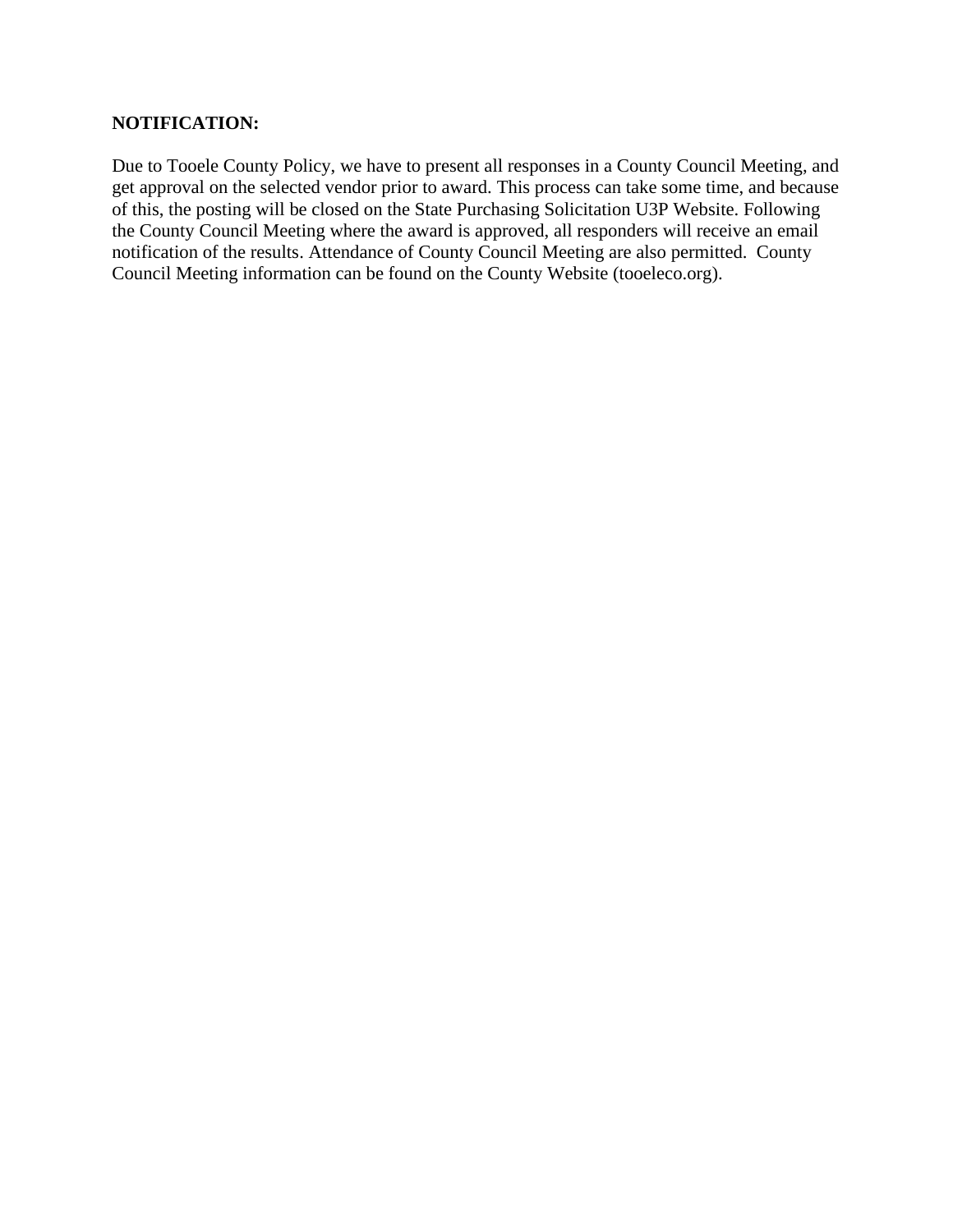**NOTIFICATION:**

Due to Tooele County Policy, we have to present all responses in a County Council Meeting, and get approval on the selected vendor prior to award. This process can take some time, and because of this, the posting will be closed on the State Purchasing Solicitation U3P Website. Following the County Council Meeting where the award is approved, all responders will receive an email notification of the results. Attendance of County Council Meeting are also permitted. County Council Meeting information can be found on the County Website (tooeleco.org).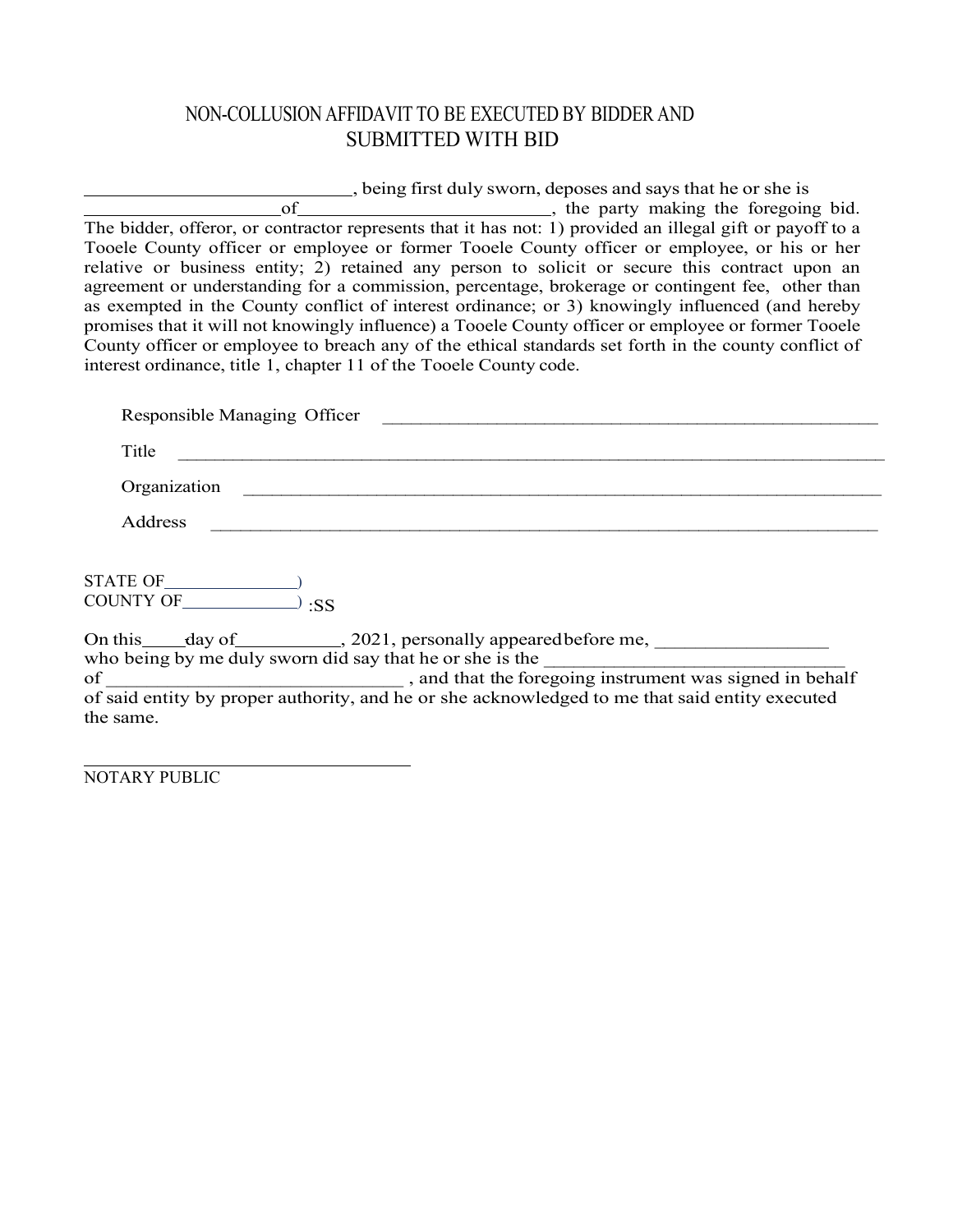# NON-COLLUSION AFFIDAVIT TO BE EXECUTED BY BIDDER AND SUBMITTED WITH BID

____________________________, being first duly sworn, deposes and says that he or she is ____________________of__________________________, the party making the foregoing bid. The bidder, offeror, or contractor represents that it has not: 1) provided an illegal gift or payoff to a Tooele County officer or employee or former Tooele County officer or employee, or his or her relative or business entity; 2) retained any person to solicit or secure this contract upon an agreement or understanding for a commission, percentage, brokerage or contingent fee, other than as exempted in the County conflict of interest ordinance; or 3) knowingly influenced (and hereby promises that it will not knowingly influence) a Tooele County officer or employee or former Tooele County officer or employee to breach any of the ethical standards set forth in the county conflict of interest ordinance, title 1, chapter 11 of the Tooele County code.

Responsible Managing Officer ____________________________________________________

Title ________________________________________________________________________

Organization __________________________________________________________________

Address ______________________________________________________________________

STATE OF______________)
COUNTY OF_____________) :SS

On this____day of__________, 2021, personally appeared before me, _________________ who being by me duly sworn did say that he or she is the _______________________________ of _____________________________ , and that the foregoing instrument was signed in behalf of said entity by proper authority, and he or she acknowledged to me that said entity executed the same.

___________________________________
NOTARY PUBLIC